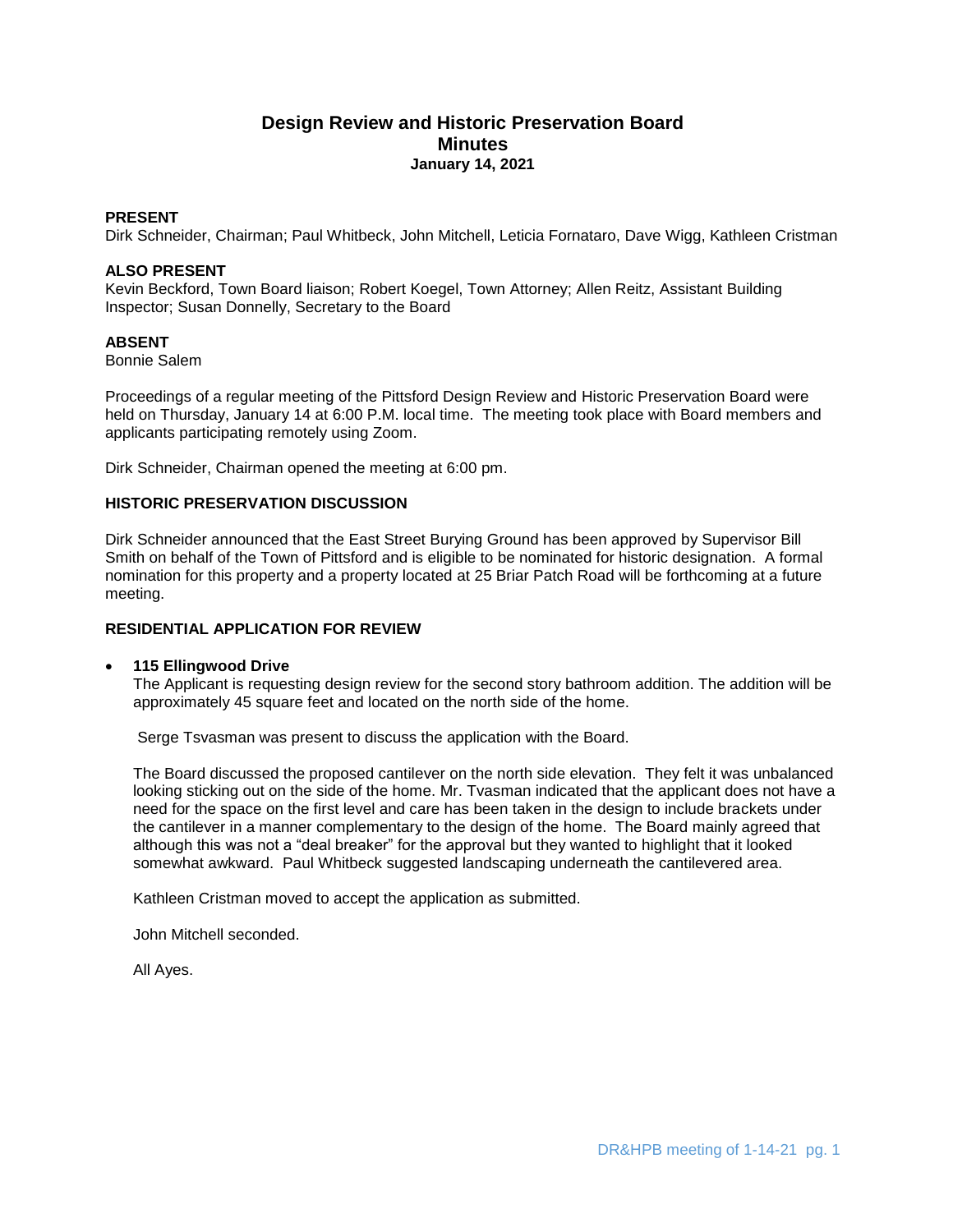# Design Review and Historic Preservation Board
## Minutes
### January 14, 2021

**PRESENT**
Dirk Schneider, Chairman; Paul Whitbeck, John Mitchell, Leticia Fornataro, Dave Wigg, Kathleen Cristman

**ALSO PRESENT**
Kevin Beckford, Town Board liaison; Robert Koegel, Town Attorney; Allen Reitz, Assistant Building Inspector; Susan Donnelly, Secretary to the Board

**ABSENT**
Bonnie Salem

Proceedings of a regular meeting of the Pittsford Design Review and Historic Preservation Board were held on Thursday, January 14 at 6:00 P.M. local time. The meeting took place with Board members and applicants participating remotely using Zoom.

Dirk Schneider, Chairman opened the meeting at 6:00 pm.

**HISTORIC PRESERVATION DISCUSSION**

Dirk Schneider announced that the East Street Burying Ground has been approved by Supervisor Bill Smith on behalf of the Town of Pittsford and is eligible to be nominated for historic designation. A formal nomination for this property and a property located at 25 Briar Patch Road will be forthcoming at a future meeting.

**RESIDENTIAL APPLICATION FOR REVIEW**

- **115 Ellingwood Drive**
  The Applicant is requesting design review for the second story bathroom addition. The addition will be approximately 45 square feet and located on the north side of the home.

  Serge Tsvasman was present to discuss the application with the Board.

  The Board discussed the proposed cantilever on the north side elevation. They felt it was unbalanced looking sticking out on the side of the home. Mr. Tvasman indicated that the applicant does not have a need for the space on the first level and care has been taken in the design to include brackets under the cantilever in a manner complementary to the design of the home. The Board mainly agreed that although this was not a "deal breaker" for the approval but they wanted to highlight that it looked somewhat awkward. Paul Whitbeck suggested landscaping underneath the cantilevered area.

  Kathleen Cristman moved to accept the application as submitted.

  John Mitchell seconded.

  All Ayes.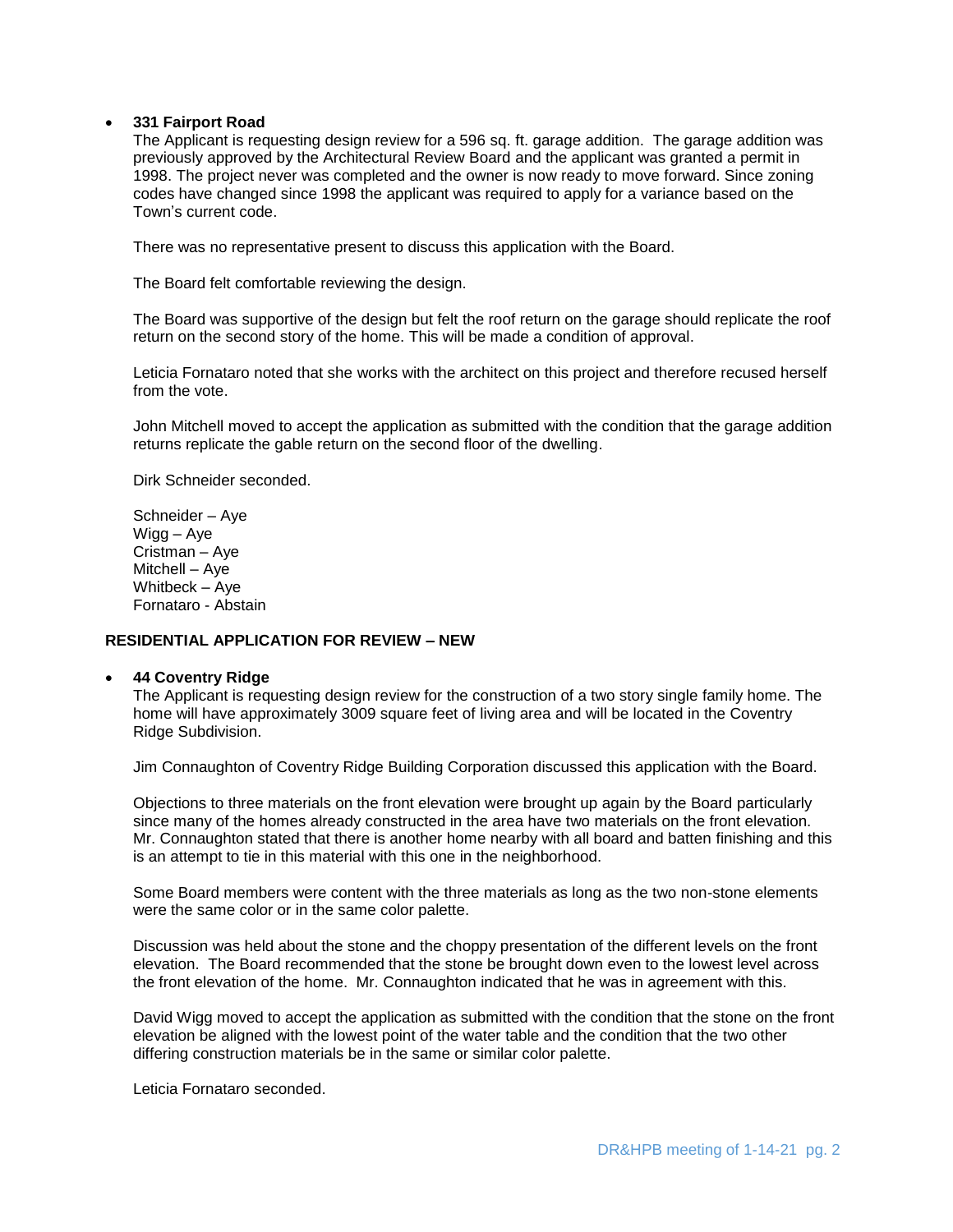- **331 Fairport Road**

  The Applicant is requesting design review for a 596 sq. ft. garage addition. The garage addition was previously approved by the Architectural Review Board and the applicant was granted a permit in 1998. The project never was completed and the owner is now ready to move forward. Since zoning codes have changed since 1998 the applicant was required to apply for a variance based on the Town's current code.

  There was no representative present to discuss this application with the Board.

  The Board felt comfortable reviewing the design.

  The Board was supportive of the design but felt the roof return on the garage should replicate the roof return on the second story of the home. This will be made a condition of approval.

  Leticia Fornataro noted that she works with the architect on this project and therefore recused herself from the vote.

  John Mitchell moved to accept the application as submitted with the condition that the garage addition returns replicate the gable return on the second floor of the dwelling.

  Dirk Schneider seconded.

  Schneider – Aye
  Wigg – Aye
  Cristman – Aye
  Mitchell – Aye
  Whitbeck – Aye
  Fornataro - Abstain

**RESIDENTIAL APPLICATION FOR REVIEW – NEW**

- **44 Coventry Ridge**

  The Applicant is requesting design review for the construction of a two story single family home. The home will have approximately 3009 square feet of living area and will be located in the Coventry Ridge Subdivision.

  Jim Connaughton of Coventry Ridge Building Corporation discussed this application with the Board.

  Objections to three materials on the front elevation were brought up again by the Board particularly since many of the homes already constructed in the area have two materials on the front elevation. Mr. Connaughton stated that there is another home nearby with all board and batten finishing and this is an attempt to tie in this material with this one in the neighborhood.

  Some Board members were content with the three materials as long as the two non-stone elements were the same color or in the same color palette.

  Discussion was held about the stone and the choppy presentation of the different levels on the front elevation. The Board recommended that the stone be brought down even to the lowest level across the front elevation of the home. Mr. Connaughton indicated that he was in agreement with this.

  David Wigg moved to accept the application as submitted with the condition that the stone on the front elevation be aligned with the lowest point of the water table and the condition that the two other differing construction materials be in the same or similar color palette.

  Leticia Fornataro seconded.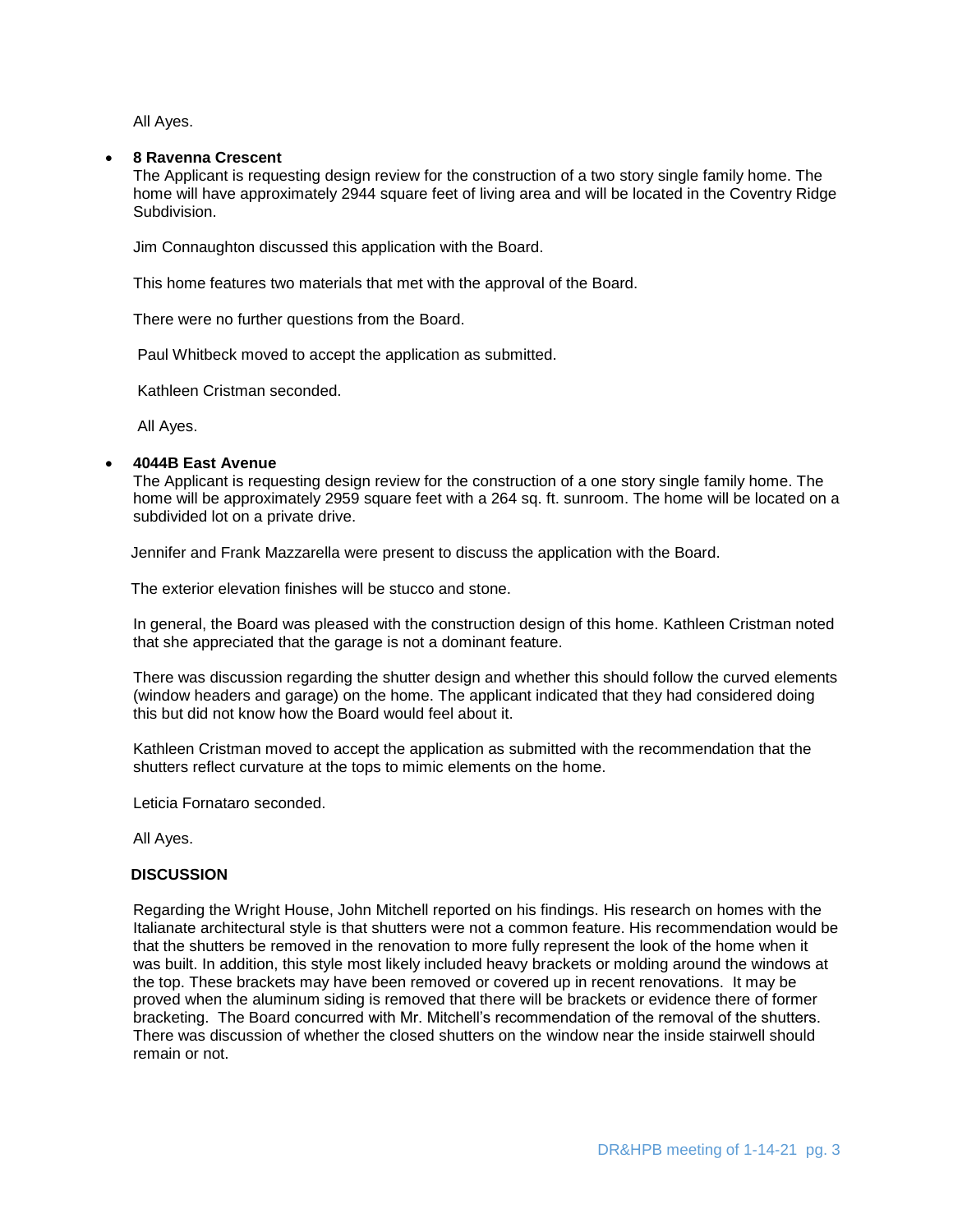All Ayes.

- **8 Ravenna Crescent**
  The Applicant is requesting design review for the construction of a two story single family home. The home will have approximately 2944 square feet of living area and will be located in the Coventry Ridge Subdivision.

  Jim Connaughton discussed this application with the Board.

  This home features two materials that met with the approval of the Board.

  There were no further questions from the Board.

  Paul Whitbeck moved to accept the application as submitted.

  Kathleen Cristman seconded.

  All Ayes.

- **4044B East Avenue**
  The Applicant is requesting design review for the construction of a one story single family home. The home will be approximately 2959 square feet with a 264 sq. ft. sunroom. The home will be located on a subdivided lot on a private drive.

  Jennifer and Frank Mazzarella were present to discuss the application with the Board.

  The exterior elevation finishes will be stucco and stone.

  In general, the Board was pleased with the construction design of this home. Kathleen Cristman noted that she appreciated that the garage is not a dominant feature.

  There was discussion regarding the shutter design and whether this should follow the curved elements (window headers and garage) on the home. The applicant indicated that they had considered doing this but did not know how the Board would feel about it.

  Kathleen Cristman moved to accept the application as submitted with the recommendation that the shutters reflect curvature at the tops to mimic elements on the home.

  Leticia Fornataro seconded.

  All Ayes.

**DISCUSSION**

Regarding the Wright House, John Mitchell reported on his findings. His research on homes with the Italianate architectural style is that shutters were not a common feature. His recommendation would be that the shutters be removed in the renovation to more fully represent the look of the home when it was built. In addition, this style most likely included heavy brackets or molding around the windows at the top. These brackets may have been removed or covered up in recent renovations. It may be proved when the aluminum siding is removed that there will be brackets or evidence there of former bracketing. The Board concurred with Mr. Mitchell's recommendation of the removal of the shutters. There was discussion of whether the closed shutters on the window near the inside stairwell should remain or not.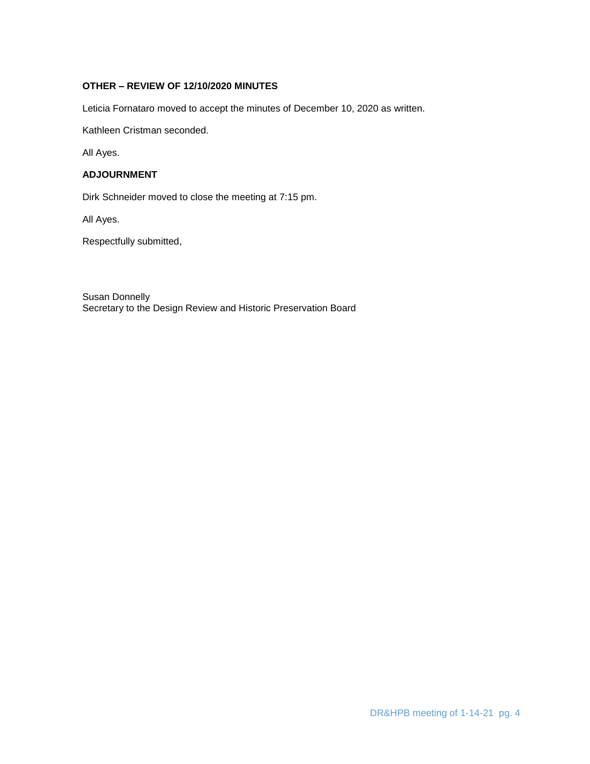**OTHER – REVIEW OF 12/10/2020 MINUTES**

Leticia Fornataro moved to accept the minutes of December 10, 2020 as written.

Kathleen Cristman seconded.

All Ayes.

**ADJOURNMENT**

Dirk Schneider moved to close the meeting at 7:15 pm.

All Ayes.

Respectfully submitted,

Susan Donnelly
Secretary to the Design Review and Historic Preservation Board